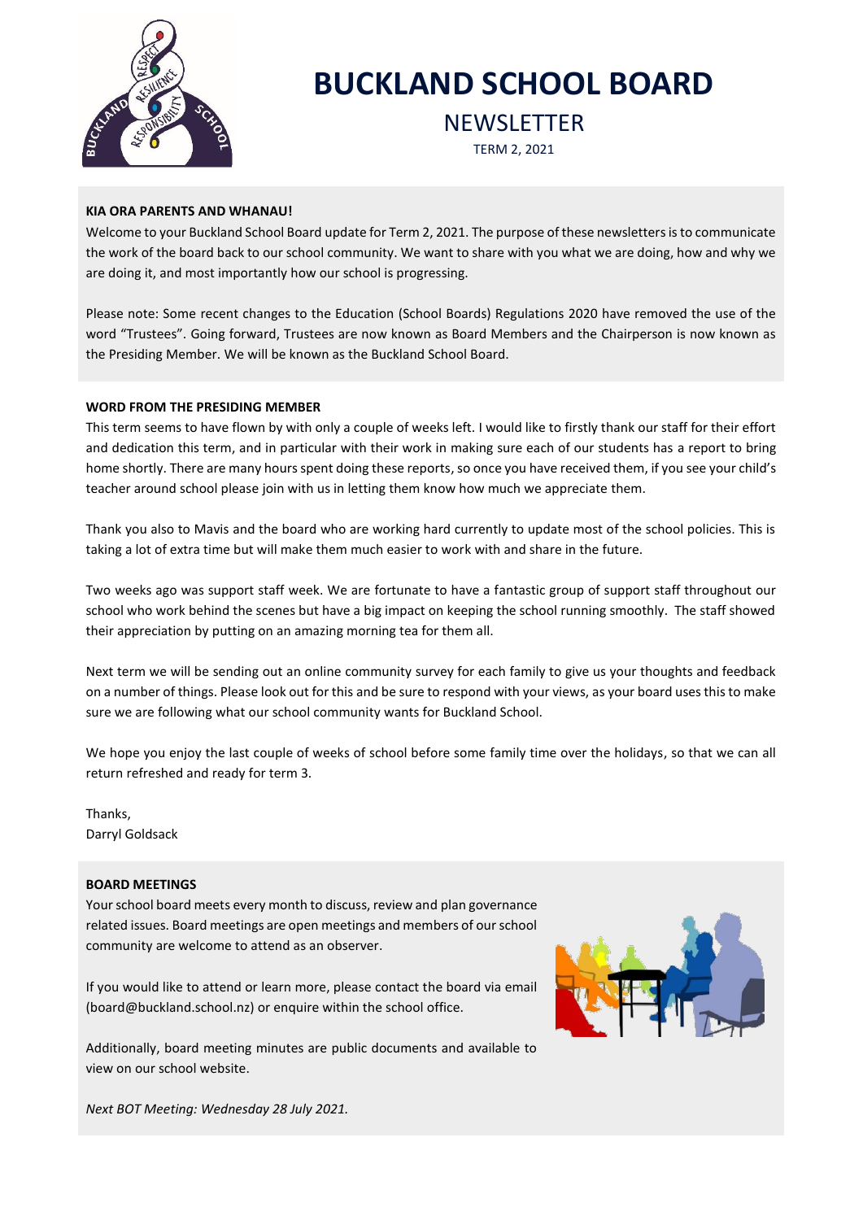# BUCKLAND SCHOOL BOARD

## NEWSLETTER

TERM 2, 2021

**KIA ORA PARENTS AND WHANAU!**

Welcome to your Buckland School Board update for Term 2, 2021. The purpose of these newsletters is to communicate the work of the board back to our school community. We want to share with you what we are doing, how and why we are doing it, and most importantly how our school is progressing.

Please note: Some recent changes to the Education (School Boards) Regulations 2020 have removed the use of the word "Trustees". Going forward, Trustees are now known as Board Members and the Chairperson is now known as the Presiding Member. We will be known as the Buckland School Board.

**WORD FROM THE PRESIDING MEMBER**

This term seems to have flown by with only a couple of weeks left. I would like to firstly thank our staff for their effort and dedication this term, and in particular with their work in making sure each of our students has a report to bring home shortly. There are many hours spent doing these reports, so once you have received them, if you see your child's teacher around school please join with us in letting them know how much we appreciate them.

Thank you also to Mavis and the board who are working hard currently to update most of the school policies. This is taking a lot of extra time but will make them much easier to work with and share in the future.

Two weeks ago was support staff week. We are fortunate to have a fantastic group of support staff throughout our school who work behind the scenes but have a big impact on keeping the school running smoothly. The staff showed their appreciation by putting on an amazing morning tea for them all.

Next term we will be sending out an online community survey for each family to give us your thoughts and feedback on a number of things. Please look out for this and be sure to respond with your views, as your board uses this to make sure we are following what our school community wants for Buckland School.

We hope you enjoy the last couple of weeks of school before some family time over the holidays, so that we can all return refreshed and ready for term 3.

Thanks,
Darryl Goldsack

**BOARD MEETINGS**

Your school board meets every month to discuss, review and plan governance related issues. Board meetings are open meetings and members of our school community are welcome to attend as an observer.

If you would like to attend or learn more, please contact the board via email (board@buckland.school.nz) or enquire within the school office.

Additionally, board meeting minutes are public documents and available to view on our school website.

*Next BOT Meeting: Wednesday 28 July 2021.*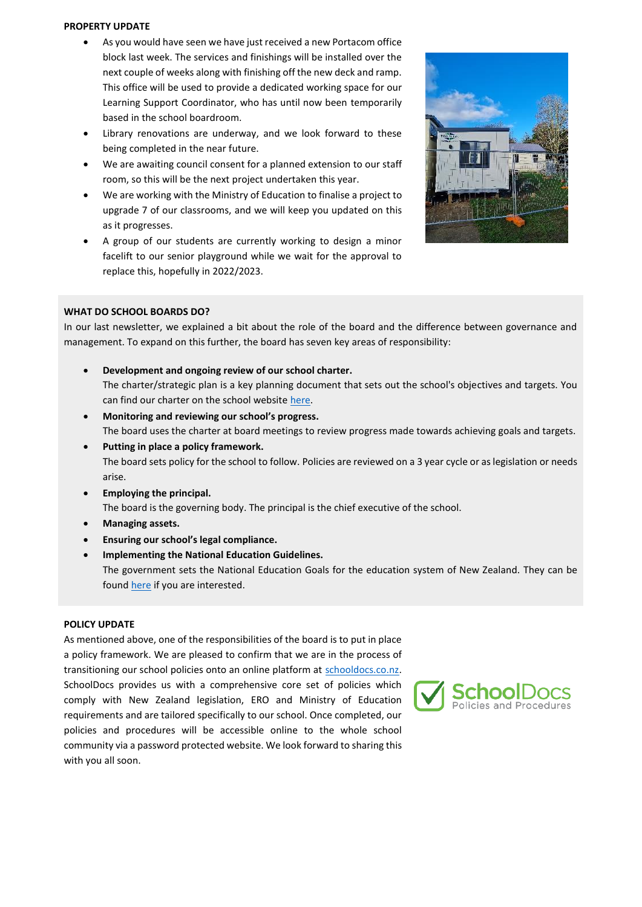**PROPERTY UPDATE**

- As you would have seen we have just received a new Portacom office block last week. The services and finishings will be installed over the next couple of weeks along with finishing off the new deck and ramp. This office will be used to provide a dedicated working space for our Learning Support Coordinator, who has until now been temporarily based in the school boardroom.
- Library renovations are underway, and we look forward to these being completed in the near future.
- We are awaiting council consent for a planned extension to our staff room, so this will be the next project undertaken this year.
- We are working with the Ministry of Education to finalise a project to upgrade 7 of our classrooms, and we will keep you updated on this as it progresses.
- A group of our students are currently working to design a minor facelift to our senior playground while we wait for the approval to replace this, hopefully in 2022/2023.

**WHAT DO SCHOOL BOARDS DO?**

In our last newsletter, we explained a bit about the role of the board and the difference between governance and management. To expand on this further, the board has seven key areas of responsibility:

- **Development and ongoing review of our school charter.**
  The charter/strategic plan is a key planning document that sets out the school's objectives and targets. You can find our charter on the school website here.
- **Monitoring and reviewing our school's progress.**
  The board uses the charter at board meetings to review progress made towards achieving goals and targets.
- **Putting in place a policy framework.**
  The board sets policy for the school to follow. Policies are reviewed on a 3 year cycle or as legislation or needs arise.
- **Employing the principal.**
  The board is the governing body. The principal is the chief executive of the school.
- **Managing assets.**
- **Ensuring our school's legal compliance.**
- **Implementing the National Education Guidelines.**
  The government sets the National Education Goals for the education system of New Zealand. They can be found here if you are interested.

**POLICY UPDATE**

As mentioned above, one of the responsibilities of the board is to put in place a policy framework. We are pleased to confirm that we are in the process of transitioning our school policies onto an online platform at schooldocs.co.nz. SchoolDocs provides us with a comprehensive core set of policies which comply with New Zealand legislation, ERO and Ministry of Education requirements and are tailored specifically to our school. Once completed, our policies and procedures will be accessible online to the whole school community via a password protected website. We look forward to sharing this with you all soon.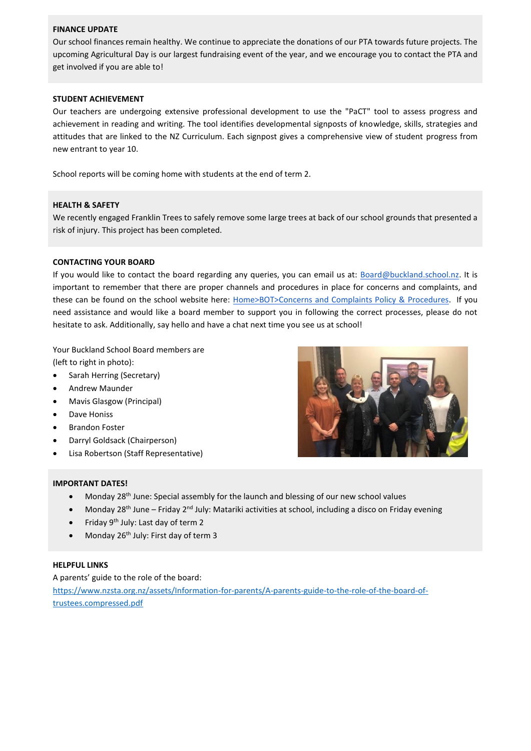**FINANCE UPDATE**

Our school finances remain healthy. We continue to appreciate the donations of our PTA towards future projects. The upcoming Agricultural Day is our largest fundraising event of the year, and we encourage you to contact the PTA and get involved if you are able to!

**STUDENT ACHIEVEMENT**

Our teachers are undergoing extensive professional development to use the "PaCT" tool to assess progress and achievement in reading and writing. The tool identifies developmental signposts of knowledge, skills, strategies and attitudes that are linked to the NZ Curriculum. Each signpost gives a comprehensive view of student progress from new entrant to year 10.

School reports will be coming home with students at the end of term 2.

**HEALTH & SAFETY**

We recently engaged Franklin Trees to safely remove some large trees at back of our school grounds that presented a risk of injury. This project has been completed.

**CONTACTING YOUR BOARD**

If you would like to contact the board regarding any queries, you can email us at: [Board@buckland.school.nz](mailto:Board@buckland.school.nz). It is important to remember that there are proper channels and procedures in place for concerns and complaints, and these can be found on the school website here: Home>BOT>Concerns and Complaints Policy & Procedures. If you need assistance and would like a board member to support you in following the correct processes, please do not hesitate to ask. Additionally, say hello and have a chat next time you see us at school!

Your Buckland School Board members are (left to right in photo):

- Sarah Herring (Secretary)
- Andrew Maunder
- Mavis Glasgow (Principal)
- Dave Honiss
- Brandon Foster
- Darryl Goldsack (Chairperson)
- Lisa Robertson (Staff Representative)

**IMPORTANT DATES!**

- Monday 28th June: Special assembly for the launch and blessing of our new school values
- Monday 28th June – Friday 2nd July: Matariki activities at school, including a disco on Friday evening
- Friday 9th July: Last day of term 2
- Monday 26th July: First day of term 3

**HELPFUL LINKS**

A parents' guide to the role of the board:
https://www.nzsta.org.nz/assets/Information-for-parents/A-parents-guide-to-the-role-of-the-board-of-trustees.compressed.pdf